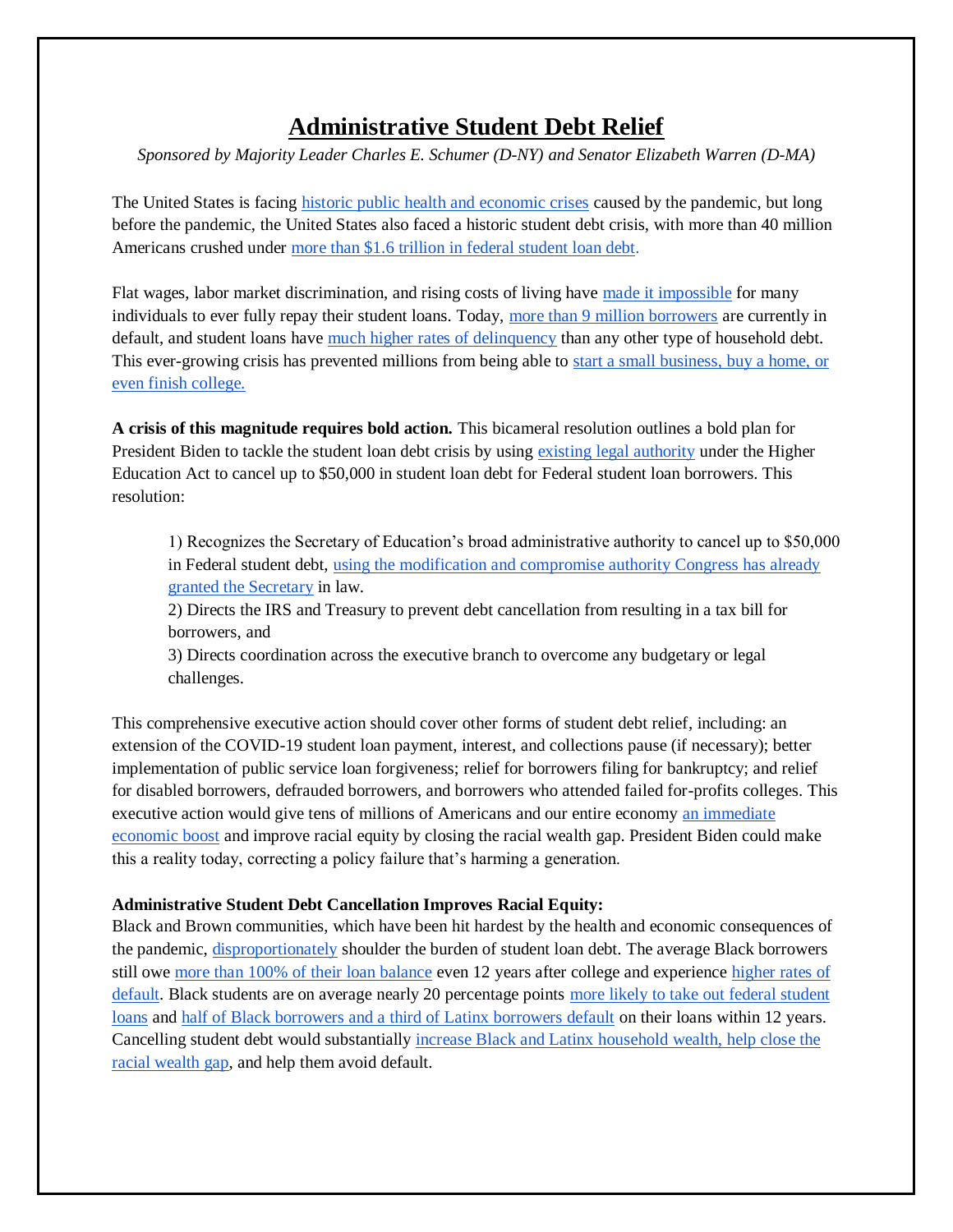# Administrative Student Debt Relief

*Sponsored by Majority Leader Charles E. Schumer (D-NY) and Senator Elizabeth Warren (D-MA)*

The United States is facing historic public health and economic crises caused by the pandemic, but long before the pandemic, the United States also faced a historic student debt crisis, with more than 40 million Americans crushed under more than $1.6 trillion in federal student loan debt.

Flat wages, labor market discrimination, and rising costs of living have made it impossible for many individuals to ever fully repay their student loans. Today, more than 9 million borrowers are currently in default, and student loans have much higher rates of delinquency than any other type of household debt. This ever-growing crisis has prevented millions from being able to start a small business, buy a home, or even finish college.

**A crisis of this magnitude requires bold action.** This bicameral resolution outlines a bold plan for President Biden to tackle the student loan debt crisis by using existing legal authority under the Higher Education Act to cancel up to $50,000 in student loan debt for Federal student loan borrowers. This resolution:

1) Recognizes the Secretary of Education's broad administrative authority to cancel up to $50,000 in Federal student debt, using the modification and compromise authority Congress has already granted the Secretary in law.
2) Directs the IRS and Treasury to prevent debt cancellation from resulting in a tax bill for borrowers, and
3) Directs coordination across the executive branch to overcome any budgetary or legal challenges.

This comprehensive executive action should cover other forms of student debt relief, including: an extension of the COVID-19 student loan payment, interest, and collections pause (if necessary); better implementation of public service loan forgiveness; relief for borrowers filing for bankruptcy; and relief for disabled borrowers, defrauded borrowers, and borrowers who attended failed for-profits colleges. This executive action would give tens of millions of Americans and our entire economy an immediate economic boost and improve racial equity by closing the racial wealth gap. President Biden could make this a reality today, correcting a policy failure that's harming a generation.

**Administrative Student Debt Cancellation Improves Racial Equity:**

Black and Brown communities, which have been hit hardest by the health and economic consequences of the pandemic, disproportionately shoulder the burden of student loan debt. The average Black borrowers still owe more than 100% of their loan balance even 12 years after college and experience higher rates of default. Black students are on average nearly 20 percentage points more likely to take out federal student loans and half of Black borrowers and a third of Latinx borrowers default on their loans within 12 years. Cancelling student debt would substantially increase Black and Latinx household wealth, help close the racial wealth gap, and help them avoid default.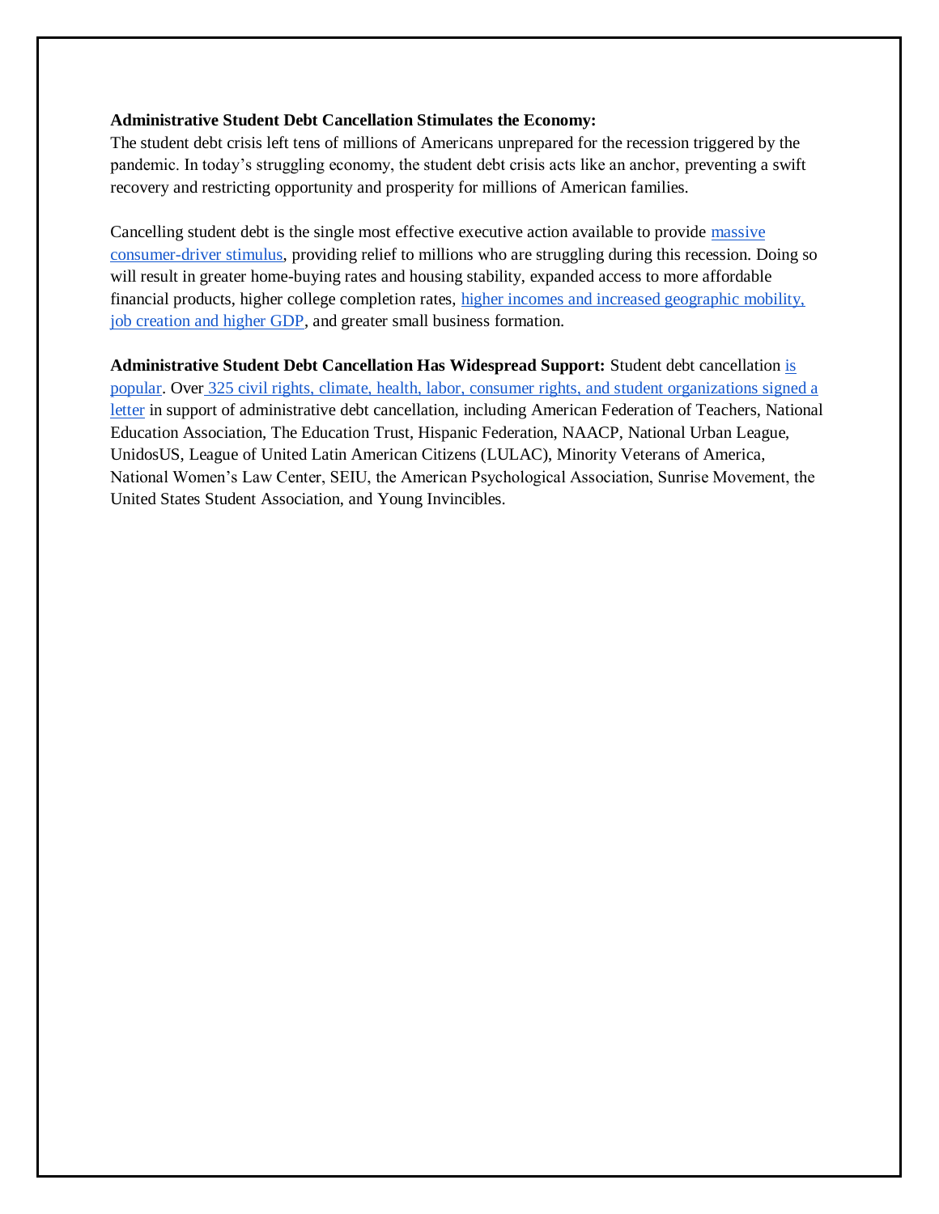**Administrative Student Debt Cancellation Stimulates the Economy:**

The student debt crisis left tens of millions of Americans unprepared for the recession triggered by the pandemic. In today's struggling economy, the student debt crisis acts like an anchor, preventing a swift recovery and restricting opportunity and prosperity for millions of American families.

Cancelling student debt is the single most effective executive action available to provide massive consumer-driver stimulus, providing relief to millions who are struggling during this recession. Doing so will result in greater home-buying rates and housing stability, expanded access to more affordable financial products, higher college completion rates, higher incomes and increased geographic mobility, job creation and higher GDP, and greater small business formation.

**Administrative Student Debt Cancellation Has Widespread Support:** Student debt cancellation is popular. Over 325 civil rights, climate, health, labor, consumer rights, and student organizations signed a letter in support of administrative debt cancellation, including American Federation of Teachers, National Education Association, The Education Trust, Hispanic Federation, NAACP, National Urban League, UnidosUS, League of United Latin American Citizens (LULAC), Minority Veterans of America, National Women's Law Center, SEIU, the American Psychological Association, Sunrise Movement, the United States Student Association, and Young Invincibles.